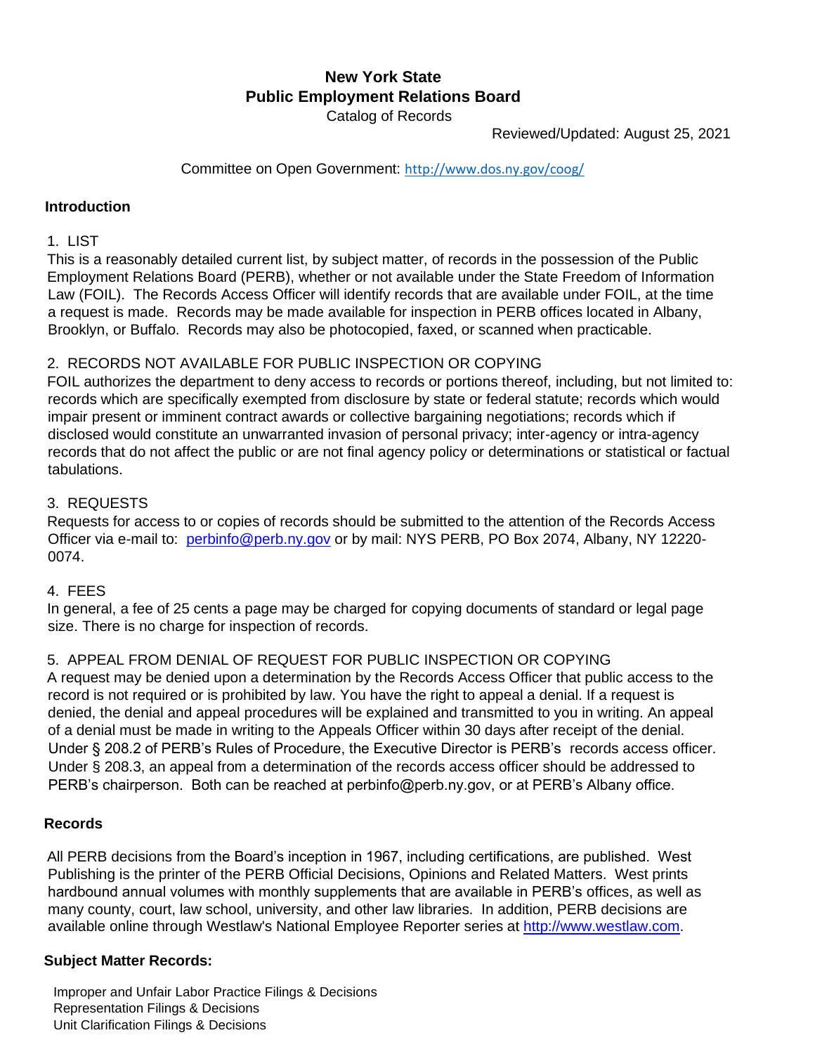# New York State
# Public Employment Relations Board

Catalog of Records

Reviewed/Updated: August 25, 2021

Committee on Open Government: http://www.dos.ny.gov/coog/

## Introduction

1. LIST

This is a reasonably detailed current list, by subject matter, of records in the possession of the Public Employment Relations Board (PERB), whether or not available under the State Freedom of Information Law (FOIL). The Records Access Officer will identify records that are available under FOIL, at the time a request is made. Records may be made available for inspection in PERB offices located in Albany, Brooklyn, or Buffalo. Records may also be photocopied, faxed, or scanned when practicable.

2. RECORDS NOT AVAILABLE FOR PUBLIC INSPECTION OR COPYING

FOIL authorizes the department to deny access to records or portions thereof, including, but not limited to: records which are specifically exempted from disclosure by state or federal statute; records which would impair present or imminent contract awards or collective bargaining negotiations; records which if disclosed would constitute an unwarranted invasion of personal privacy; inter-agency or intra-agency records that do not affect the public or are not final agency policy or determinations or statistical or factual tabulations.

3. REQUESTS

Requests for access to or copies of records should be submitted to the attention of the Records Access Officer via e-mail to: perbinfo@perb.ny.gov or by mail: NYS PERB, PO Box 2074, Albany, NY 12220-0074.

4. FEES

In general, a fee of 25 cents a page may be charged for copying documents of standard or legal page size. There is no charge for inspection of records.

5. APPEAL FROM DENIAL OF REQUEST FOR PUBLIC INSPECTION OR COPYING

A request may be denied upon a determination by the Records Access Officer that public access to the record is not required or is prohibited by law. You have the right to appeal a denial. If a request is denied, the denial and appeal procedures will be explained and transmitted to you in writing. An appeal of a denial must be made in writing to the Appeals Officer within 30 days after receipt of the denial. Under § 208.2 of PERB's Rules of Procedure, the Executive Director is PERB's records access officer. Under § 208.3, an appeal from a determination of the records access officer should be addressed to PERB's chairperson. Both can be reached at perbinfo@perb.ny.gov, or at PERB's Albany office.

## Records

All PERB decisions from the Board's inception in 1967, including certifications, are published. West Publishing is the printer of the PERB Official Decisions, Opinions and Related Matters. West prints hardbound annual volumes with monthly supplements that are available in PERB's offices, as well as many county, court, law school, university, and other law libraries. In addition, PERB decisions are available online through Westlaw's National Employee Reporter series at http://www.westlaw.com.

## Subject Matter Records:

Improper and Unfair Labor Practice Filings & Decisions
Representation Filings & Decisions
Unit Clarification Filings & Decisions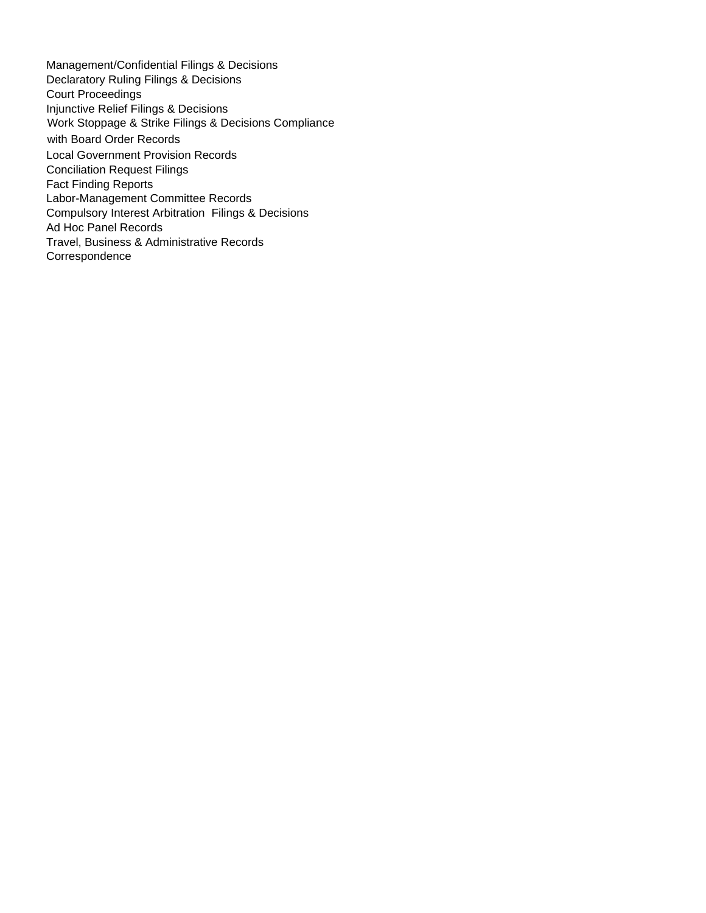Management/Confidential Filings & Decisions
Declaratory Ruling Filings & Decisions
Court Proceedings
Injunctive Relief Filings & Decisions
Work Stoppage & Strike Filings & Decisions Compliance
with Board Order Records
Local Government Provision Records
Conciliation Request Filings
Fact Finding Reports
Labor-Management Committee Records
Compulsory Interest Arbitration Filings & Decisions
Ad Hoc Panel Records
Travel, Business & Administrative Records
Correspondence